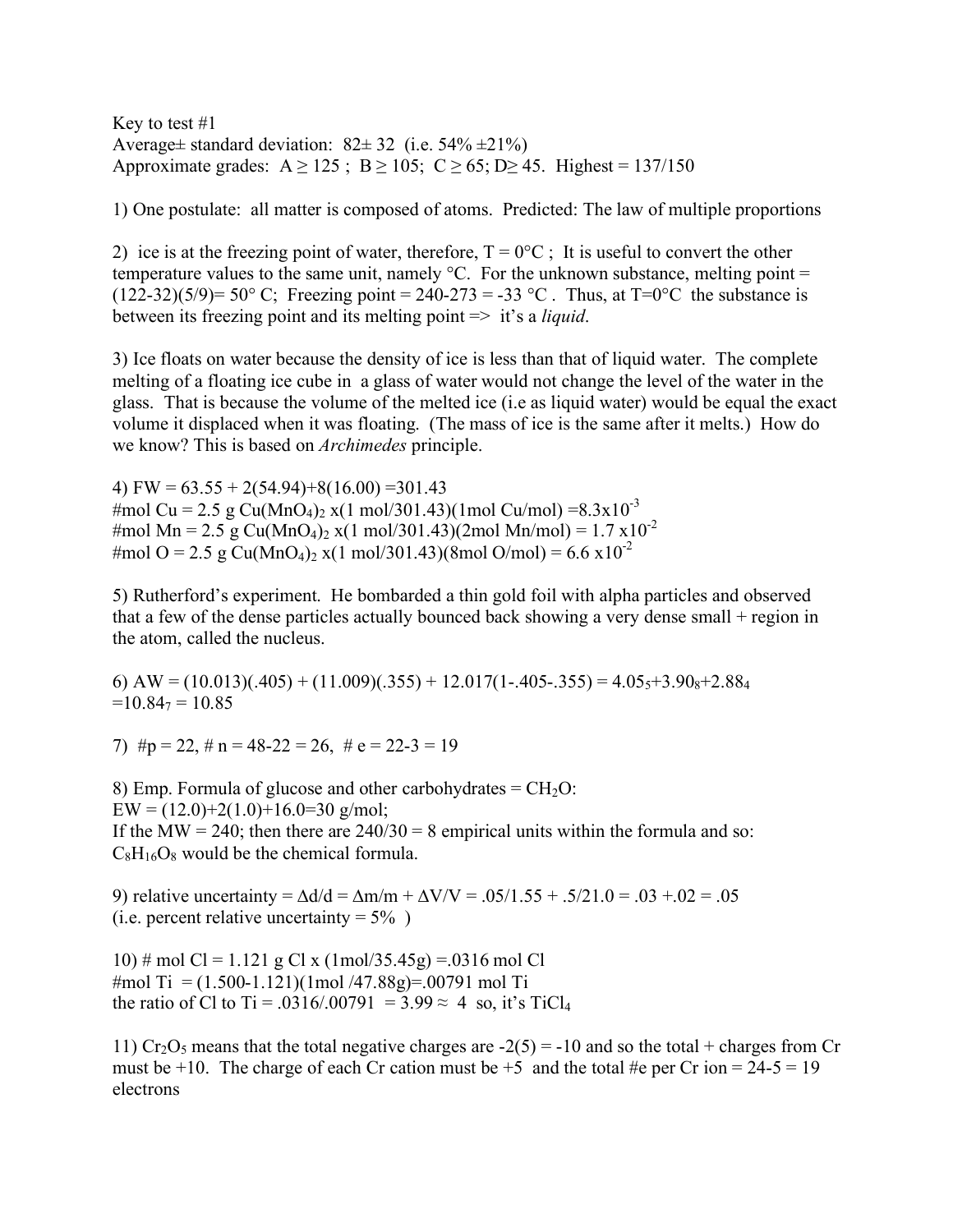Key to test #1

Average± standard deviation: 82± 32 (i.e. 54% ±21%)

Approximate grades: A ≥ 125 ; B ≥ 105; C ≥ 65; D≥ 45. Highest = 137/150

1) One postulate: all matter is composed of atoms. Predicted: The law of multiple proportions

2) ice is at the freezing point of water, therefore, T = 0°C ; It is useful to convert the other temperature values to the same unit, namely °C. For the unknown substance, melting point = (122-32)(5/9)= 50° C; Freezing point = 240-273 = -33 °C . Thus, at T=0°C the substance is between its freezing point and its melting point => it's a *liquid*.

3) Ice floats on water because the density of ice is less than that of liquid water. The complete melting of a floating ice cube in a glass of water would not change the level of the water in the glass. That is because the volume of the melted ice (i.e as liquid water) would be equal the exact volume it displaced when it was floating. (The mass of ice is the same after it melts.) How do we know? This is based on *Archimedes* principle.

4) FW = 63.55 + 2(54.94)+8(16.00) =301.43

#mol Cu = 2.5 g $Cu(MnO_4)_2$ x(1 mol/301.43)(1mol Cu/mol) =$8.3 \times 10^{-3}$

#mol Mn = 2.5 g $Cu(MnO_4)_2$ x(1 mol/301.43)(2mol Mn/mol) = $1.7 \times 10^{-2}$

#mol O = 2.5 g $Cu(MnO_4)_2$ x(1 mol/301.43)(8mol O/mol) = $6.6 \times 10^{-2}$

5) Rutherford's experiment. He bombarded a thin gold foil with alpha particles and observed that a few of the dense particles actually bounced back showing a very dense small + region in the atom, called the nucleus.

6) AW = (10.013)(.405) + (11.009)(.355) + 12.017(1-.405-.355) = $4.05_5$+$3.90_8$+$2.88_4$ =$10.84_7$ = 10.85

7) #p = 22, # n = 48-22 = 26, # e = 22-3 = 19

8) Emp. Formula of glucose and other carbohydrates = $CH_2O$:

EW = (12.0)+2(1.0)+16.0=30 g/mol;

If the MW = 240; then there are 240/30 = 8 empirical units within the formula and so:

$C_8H_{16}O_8$ would be the chemical formula.

9) relative uncertainty = $\Delta d/d = \Delta m/m + \Delta V/V$ = .05/1.55 + .5/21.0 = .03 +.02 = .05

(i.e. percent relative uncertainty = 5% )

10) # mol Cl = 1.121 g Cl x (1mol/35.45g) =.0316 mol Cl

#mol Ti = (1.500-1.121)(1mol /47.88g)=.00791 mol Ti

the ratio of Cl to Ti = .0316/.00791 = 3.99 ≈ 4 so, it's $TiCl_4$

11) $Cr_2O_5$ means that the total negative charges are -2(5) = -10 and so the total + charges from Cr must be +10. The charge of each Cr cation must be +5 and the total #e per Cr ion = 24-5 = 19 electrons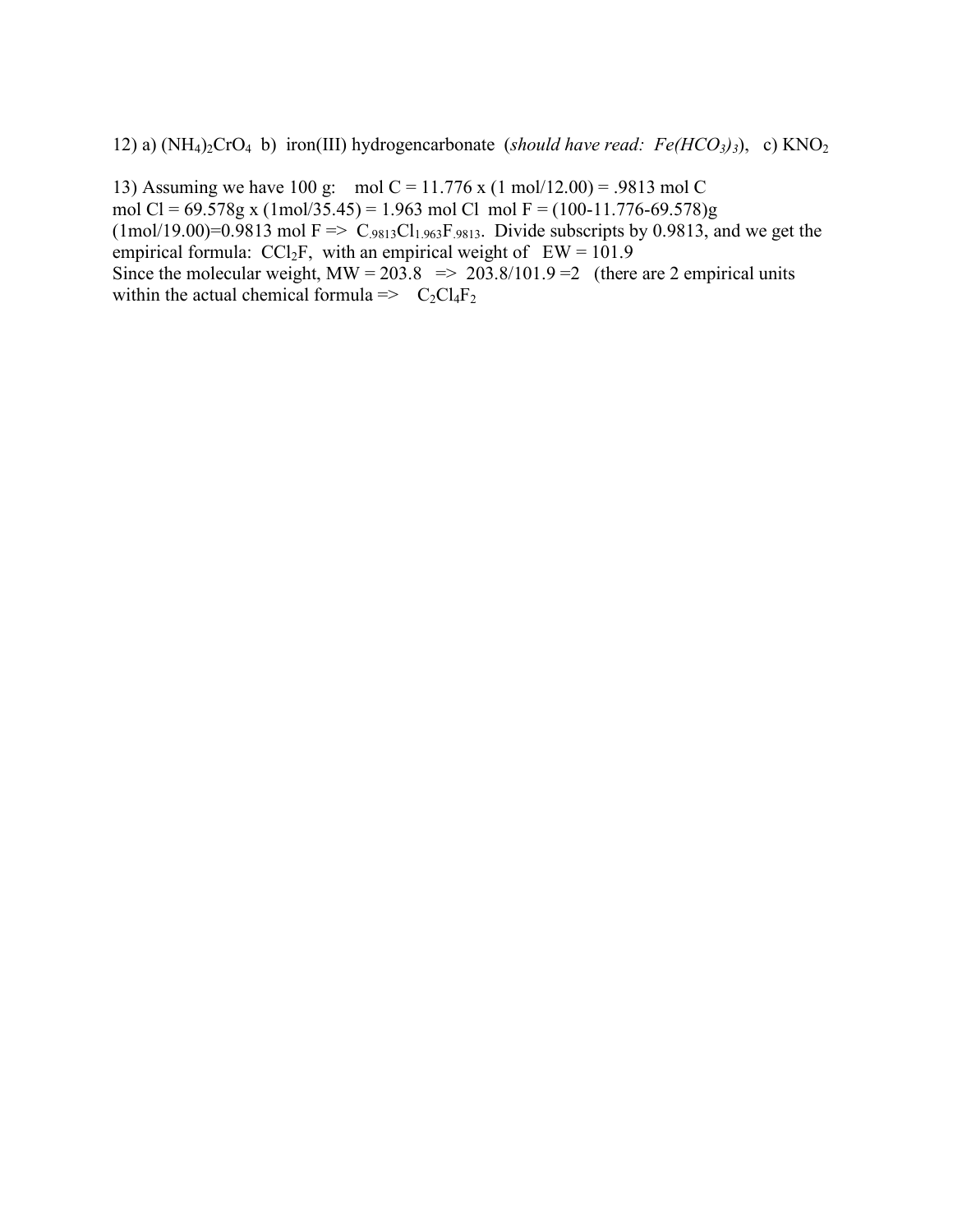12) a) $(NH_4)_2CrO_4$  b) iron(III) hydrogencarbonate (*should have read: $Fe(HCO_3)_3$*), c) $KNO_2$

13) Assuming we have 100 g: mol C = 11.776 x (1 mol/12.00) = .9813 mol C
mol Cl = 69.578g x (1mol/35.45) = 1.963 mol Cl mol F = (100-11.776-69.578)g (1mol/19.00)=0.9813 mol F => $C_{.9813}Cl_{1.963}F_{.9813}$. Divide subscripts by 0.9813, and we get the empirical formula: $CCl_2F$, with an empirical weight of EW = 101.9
Since the molecular weight, MW = 203.8 => 203.8/101.9 =2 (there are 2 empirical units within the actual chemical formula => $C_2Cl_4F_2$